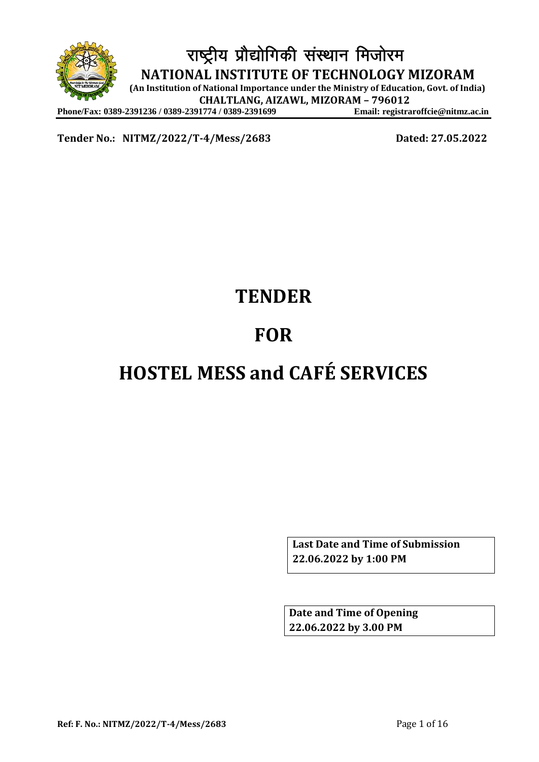# राष्ट्रीय प्रौद्योगिकी संस्थान मिजोरम

**NATIONAL INSTITUTE OF TECHNOLOGY MIZORAM**

**(An Institution of National Importance under the Ministry of Education, Govt. of India)**

**CHALTLANG, AIZAWL, MIZORAM – 796012**

**Phone/Fax: 0389-2391236 / 0389-2391774 / 0389-2391699** **Email: registraroffcie@nitmz.ac.in**

**Tender No.: NITMZ/2022/T-4/Mess/2683** **Dated: 27.05.2022**

# TENDER

# FOR

# HOSTEL MESS and CAFÉ SERVICES

**Last Date and Time of Submission**
**22.06.2022 by 1:00 PM**

**Date and Time of Opening**
**22.06.2022 by 3.00 PM**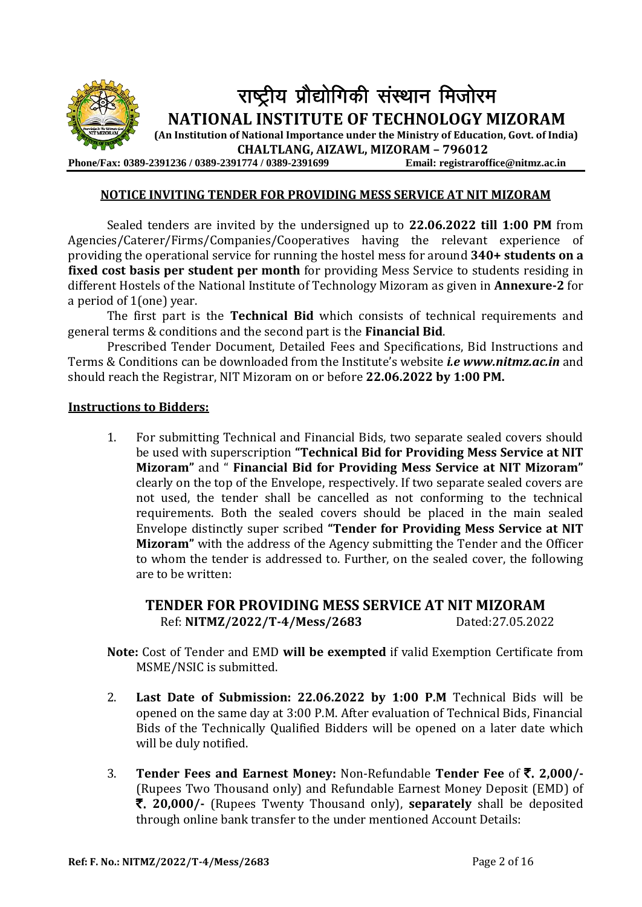# राष्ट्रीय प्रौद्योगिकी संस्थान मिजोरम

## NATIONAL INSTITUTE OF TECHNOLOGY MIZORAM

**(An Institution of National Importance under the Ministry of Education, Govt. of India)**

**CHALTLANG, AIZAWL, MIZORAM – 796012**

**Phone/Fax: 0389-2391236 / 0389-2391774 / 0389-2391699** **Email: registraroffice@nitmz.ac.in**

### NOTICE INVITING TENDER FOR PROVIDING MESS SERVICE AT NIT MIZORAM

Sealed tenders are invited by the undersigned up to **22.06.2022 till 1:00 PM** from Agencies/Caterer/Firms/Companies/Cooperatives having the relevant experience of providing the operational service for running the hostel mess for around **340+ students on a fixed cost basis per student per month** for providing Mess Service to students residing in different Hostels of the National Institute of Technology Mizoram as given in **Annexure-2** for a period of 1(one) year.

The first part is the **Technical Bid** which consists of technical requirements and general terms & conditions and the second part is the **Financial Bid**.

Prescribed Tender Document, Detailed Fees and Specifications, Bid Instructions and Terms & Conditions can be downloaded from the Institute's website ***i.e www.nitmz.ac.in*** and should reach the Registrar, NIT Mizoram on or before **22.06.2022 by 1:00 PM.**

**Instructions to Bidders:**

1. For submitting Technical and Financial Bids, two separate sealed covers should be used with superscription **"Technical Bid for Providing Mess Service at NIT Mizoram"** and " **Financial Bid for Providing Mess Service at NIT Mizoram"** clearly on the top of the Envelope, respectively. If two separate sealed covers are not used, the tender shall be cancelled as not conforming to the technical requirements. Both the sealed covers should be placed in the main sealed Envelope distinctly super scribed **"Tender for Providing Mess Service at NIT Mizoram"** with the address of the Agency submitting the Tender and the Officer to whom the tender is addressed to. Further, on the sealed cover, the following are to be written:

### TENDER FOR PROVIDING MESS SERVICE AT NIT MIZORAM

Ref: **NITMZ/2022/T-4/Mess/2683** Dated:27.05.2022

**Note:** Cost of Tender and EMD **will be exempted** if valid Exemption Certificate from MSME/NSIC is submitted.

2. **Last Date of Submission: 22.06.2022 by 1:00 P.M** Technical Bids will be opened on the same day at 3:00 P.M. After evaluation of Technical Bids, Financial Bids of the Technically Qualified Bidders will be opened on a later date which will be duly notified.

3. **Tender Fees and Earnest Money:** Non-Refundable **Tender Fee** of **₹. 2,000/-** (Rupees Two Thousand only) and Refundable Earnest Money Deposit (EMD) of **₹. 20,000/-** (Rupees Twenty Thousand only), **separately** shall be deposited through online bank transfer to the under mentioned Account Details: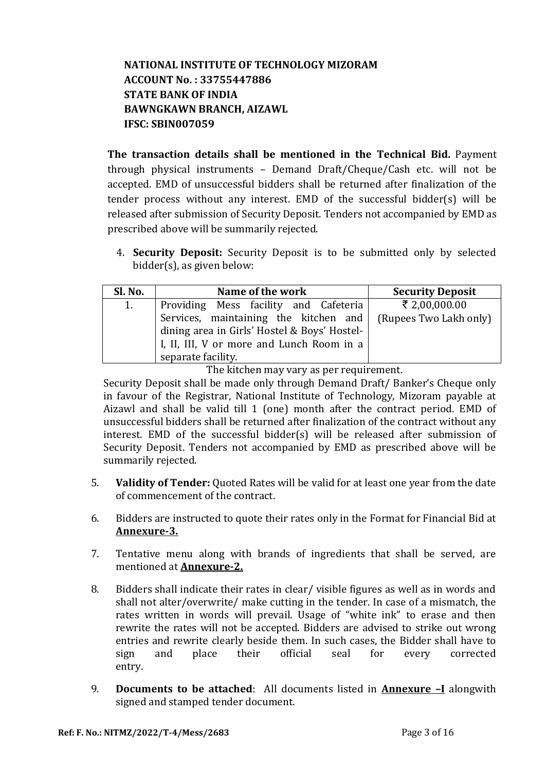**NATIONAL INSTITUTE OF TECHNOLOGY MIZORAM**
**ACCOUNT No. : 33755447886**
**STATE BANK OF INDIA**
**BAWNGKAWN BRANCH, AIZAWL**
**IFSC: SBIN007059**

**The transaction details shall be mentioned in the Technical Bid.** Payment through physical instruments – Demand Draft/Cheque/Cash etc. will not be accepted. EMD of unsuccessful bidders shall be returned after finalization of the tender process without any interest. EMD of the successful bidder(s) will be released after submission of Security Deposit. Tenders not accompanied by EMD as prescribed above will be summarily rejected.

4. **Security Deposit:** Security Deposit is to be submitted only by selected bidder(s), as given below:

| Sl. No. | Name of the work | Security Deposit |
|---|---|---|
| 1. | Providing Mess facility and Cafeteria Services, maintaining the kitchen and dining area in Girls' Hostel & Boys' Hostel-I, II, III, V or more and Lunch Room in a separate facility. | ₹ 2,00,000.00 (Rupees Two Lakh only) |

The kitchen may vary as per requirement.

Security Deposit shall be made only through Demand Draft/ Banker's Cheque only in favour of the Registrar, National Institute of Technology, Mizoram payable at Aizawl and shall be valid till 1 (one) month after the contract period. EMD of unsuccessful bidders shall be returned after finalization of the contract without any interest. EMD of the successful bidder(s) will be released after submission of Security Deposit. Tenders not accompanied by EMD as prescribed above will be summarily rejected.

5. **Validity of Tender:** Quoted Rates will be valid for at least one year from the date of commencement of the contract.

6. Bidders are instructed to quote their rates only in the Format for Financial Bid at **Annexure-3.**

7. Tentative menu along with brands of ingredients that shall be served, are mentioned at **Annexure-2.**

8. Bidders shall indicate their rates in clear/ visible figures as well as in words and shall not alter/overwrite/ make cutting in the tender. In case of a mismatch, the rates written in words will prevail. Usage of "white ink" to erase and then rewrite the rates will not be accepted. Bidders are advised to strike out wrong entries and rewrite clearly beside them. In such cases, the Bidder shall have to sign and place their official seal for every corrected entry.

9. **Documents to be attached**: All documents listed in **Annexure –I** alongwith signed and stamped tender document.

**Ref: F. No.: NITMZ/2022/T-4/Mess/2683**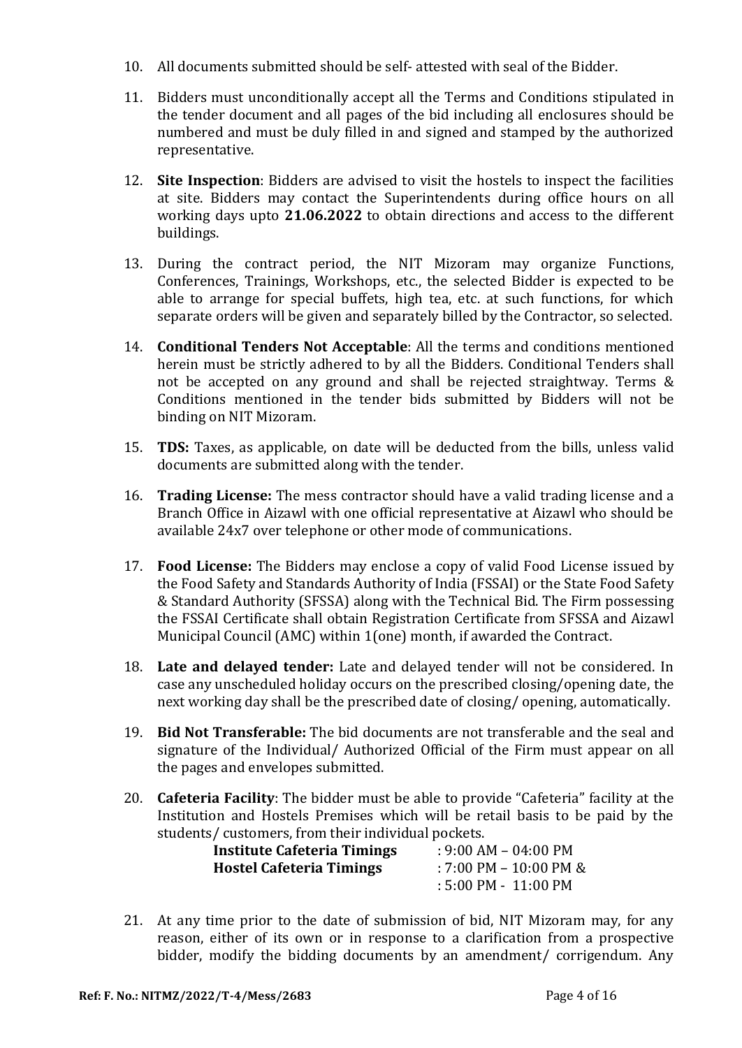10. All documents submitted should be self- attested with seal of the Bidder.

11. Bidders must unconditionally accept all the Terms and Conditions stipulated in the tender document and all pages of the bid including all enclosures should be numbered and must be duly filled in and signed and stamped by the authorized representative.

12. **Site Inspection**: Bidders are advised to visit the hostels to inspect the facilities at site. Bidders may contact the Superintendents during office hours on all working days upto **21.06.2022** to obtain directions and access to the different buildings.

13. During the contract period, the NIT Mizoram may organize Functions, Conferences, Trainings, Workshops, etc., the selected Bidder is expected to be able to arrange for special buffets, high tea, etc. at such functions, for which separate orders will be given and separately billed by the Contractor, so selected.

14. **Conditional Tenders Not Acceptable**: All the terms and conditions mentioned herein must be strictly adhered to by all the Bidders. Conditional Tenders shall not be accepted on any ground and shall be rejected straightway. Terms & Conditions mentioned in the tender bids submitted by Bidders will not be binding on NIT Mizoram.

15. **TDS:** Taxes, as applicable, on date will be deducted from the bills, unless valid documents are submitted along with the tender.

16. **Trading License:** The mess contractor should have a valid trading license and a Branch Office in Aizawl with one official representative at Aizawl who should be available 24x7 over telephone or other mode of communications.

17. **Food License:** The Bidders may enclose a copy of valid Food License issued by the Food Safety and Standards Authority of India (FSSAI) or the State Food Safety & Standard Authority (SFSSA) along with the Technical Bid. The Firm possessing the FSSAI Certificate shall obtain Registration Certificate from SFSSA and Aizawl Municipal Council (AMC) within 1(one) month, if awarded the Contract.

18. **Late and delayed tender:** Late and delayed tender will not be considered. In case any unscheduled holiday occurs on the prescribed closing/opening date, the next working day shall be the prescribed date of closing/ opening, automatically.

19. **Bid Not Transferable:** The bid documents are not transferable and the seal and signature of the Individual/ Authorized Official of the Firm must appear on all the pages and envelopes submitted.

20. **Cafeteria Facility**: The bidder must be able to provide "Cafeteria" facility at the Institution and Hostels Premises which will be retail basis to be paid by the students/ customers, from their individual pockets.

    **Institute Cafeteria Timings** : 9:00 AM – 04:00 PM
    **Hostel Cafeteria Timings** : 7:00 PM – 10:00 PM &
    : 5:00 PM - 11:00 PM

21. At any time prior to the date of submission of bid, NIT Mizoram may, for any reason, either of its own or in response to a clarification from a prospective bidder, modify the bidding documents by an amendment/ corrigendum. Any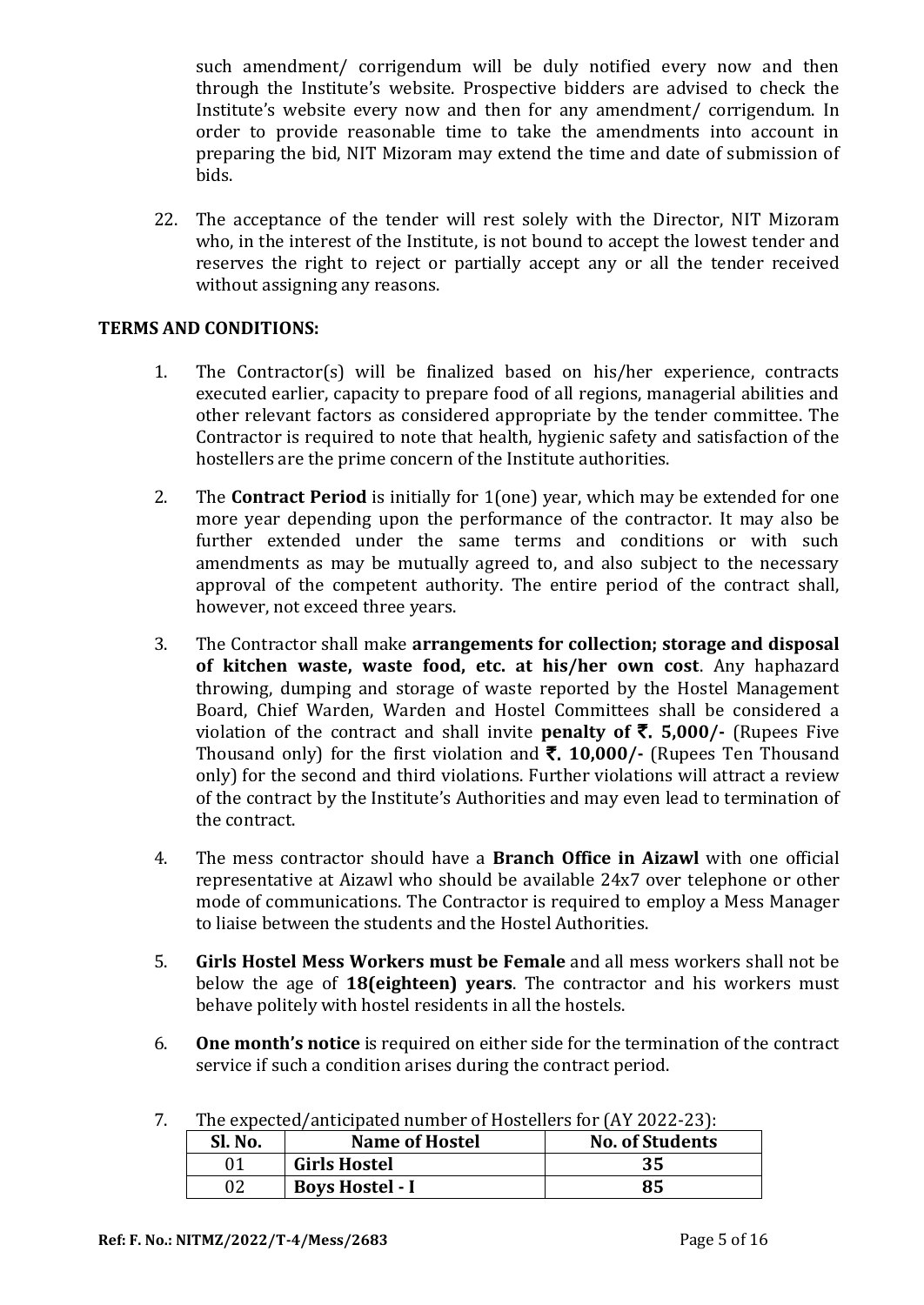such amendment/ corrigendum will be duly notified every now and then through the Institute's website. Prospective bidders are advised to check the Institute's website every now and then for any amendment/ corrigendum. In order to provide reasonable time to take the amendments into account in preparing the bid, NIT Mizoram may extend the time and date of submission of bids.

22. The acceptance of the tender will rest solely with the Director, NIT Mizoram who, in the interest of the Institute, is not bound to accept the lowest tender and reserves the right to reject or partially accept any or all the tender received without assigning any reasons.

**TERMS AND CONDITIONS:**

1. The Contractor(s) will be finalized based on his/her experience, contracts executed earlier, capacity to prepare food of all regions, managerial abilities and other relevant factors as considered appropriate by the tender committee. The Contractor is required to note that health, hygienic safety and satisfaction of the hostellers are the prime concern of the Institute authorities.

2. The **Contract Period** is initially for 1(one) year, which may be extended for one more year depending upon the performance of the contractor. It may also be further extended under the same terms and conditions or with such amendments as may be mutually agreed to, and also subject to the necessary approval of the competent authority. The entire period of the contract shall, however, not exceed three years.

3. The Contractor shall make **arrangements for collection; storage and disposal of kitchen waste, waste food, etc. at his/her own cost**. Any haphazard throwing, dumping and storage of waste reported by the Hostel Management Board, Chief Warden, Warden and Hostel Committees shall be considered a violation of the contract and shall invite **penalty of ₹. 5,000/-** (Rupees Five Thousand only) for the first violation and **₹. 10,000/-** (Rupees Ten Thousand only) for the second and third violations. Further violations will attract a review of the contract by the Institute's Authorities and may even lead to termination of the contract.

4. The mess contractor should have a **Branch Office in Aizawl** with one official representative at Aizawl who should be available 24x7 over telephone or other mode of communications. The Contractor is required to employ a Mess Manager to liaise between the students and the Hostel Authorities.

5. **Girls Hostel Mess Workers must be Female** and all mess workers shall not be below the age of **18(eighteen) years**. The contractor and his workers must behave politely with hostel residents in all the hostels.

6. **One month's notice** is required on either side for the termination of the contract service if such a condition arises during the contract period.

7. The expected/anticipated number of Hostellers for (AY 2022-23):

| Sl. No. | Name of Hostel | No. of Students |
|---|---|---|
| 01 | **Girls Hostel** | **35** |
| 02 | **Boys Hostel - I** | **85** |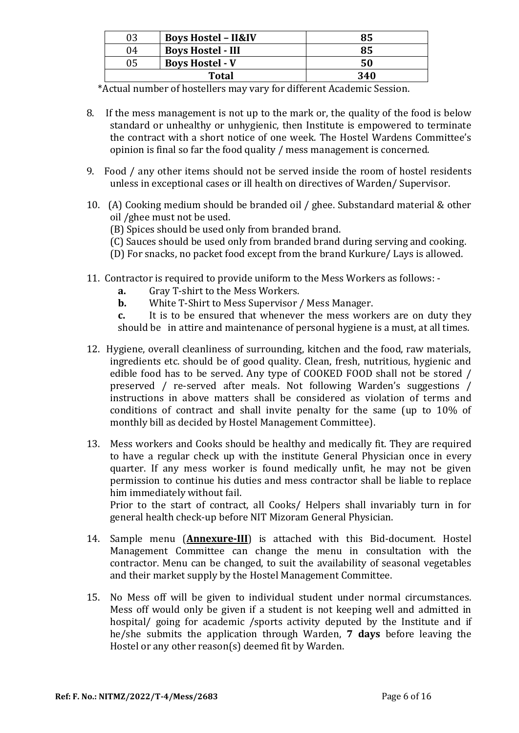| 03 | **Boys Hostel – II&IV** | **85** |
|---|---|---|
| 04 | **Boys Hostel - III** | **85** |
| 05 | **Boys Hostel - V** | **50** |
| **Total** | | **340** |

*Actual number of hostellers may vary for different Academic Session.

8. If the mess management is not up to the mark or, the quality of the food is below standard or unhealthy or unhygienic, then Institute is empowered to terminate the contract with a short notice of one week. The Hostel Wardens Committee's opinion is final so far the food quality / mess management is concerned.

9. Food / any other items should not be served inside the room of hostel residents unless in exceptional cases or ill health on directives of Warden/ Supervisor.

10. (A) Cooking medium should be branded oil / ghee. Substandard material & other oil /ghee must not be used.
    (B) Spices should be used only from branded brand.
    (C) Sauces should be used only from branded brand during serving and cooking.
    (D) For snacks, no packet food except from the brand Kurkure/ Lays is allowed.

11. Contractor is required to provide uniform to the Mess Workers as follows: -
    **a.** Gray T-shirt to the Mess Workers.
    **b.** White T-Shirt to Mess Supervisor / Mess Manager.
    **c.** It is to be ensured that whenever the mess workers are on duty they should be in attire and maintenance of personal hygiene is a must, at all times.

12. Hygiene, overall cleanliness of surrounding, kitchen and the food, raw materials, ingredients etc. should be of good quality. Clean, fresh, nutritious, hygienic and edible food has to be served. Any type of COOKED FOOD shall not be stored / preserved / re-served after meals. Not following Warden's suggestions / instructions in above matters shall be considered as violation of terms and conditions of contract and shall invite penalty for the same (up to 10% of monthly bill as decided by Hostel Management Committee).

13. Mess workers and Cooks should be healthy and medically fit. They are required to have a regular check up with the institute General Physician once in every quarter. If any mess worker is found medically unfit, he may not be given permission to continue his duties and mess contractor shall be liable to replace him immediately without fail.
    Prior to the start of contract, all Cooks/ Helpers shall invariably turn in for general health check-up before NIT Mizoram General Physician.

14. Sample menu (**Annexure-III**) is attached with this Bid-document. Hostel Management Committee can change the menu in consultation with the contractor. Menu can be changed, to suit the availability of seasonal vegetables and their market supply by the Hostel Management Committee.

15. No Mess off will be given to individual student under normal circumstances. Mess off would only be given if a student is not keeping well and admitted in hospital/ going for academic /sports activity deputed by the Institute and if he/she submits the application through Warden, **7 days** before leaving the Hostel or any other reason(s) deemed fit by Warden.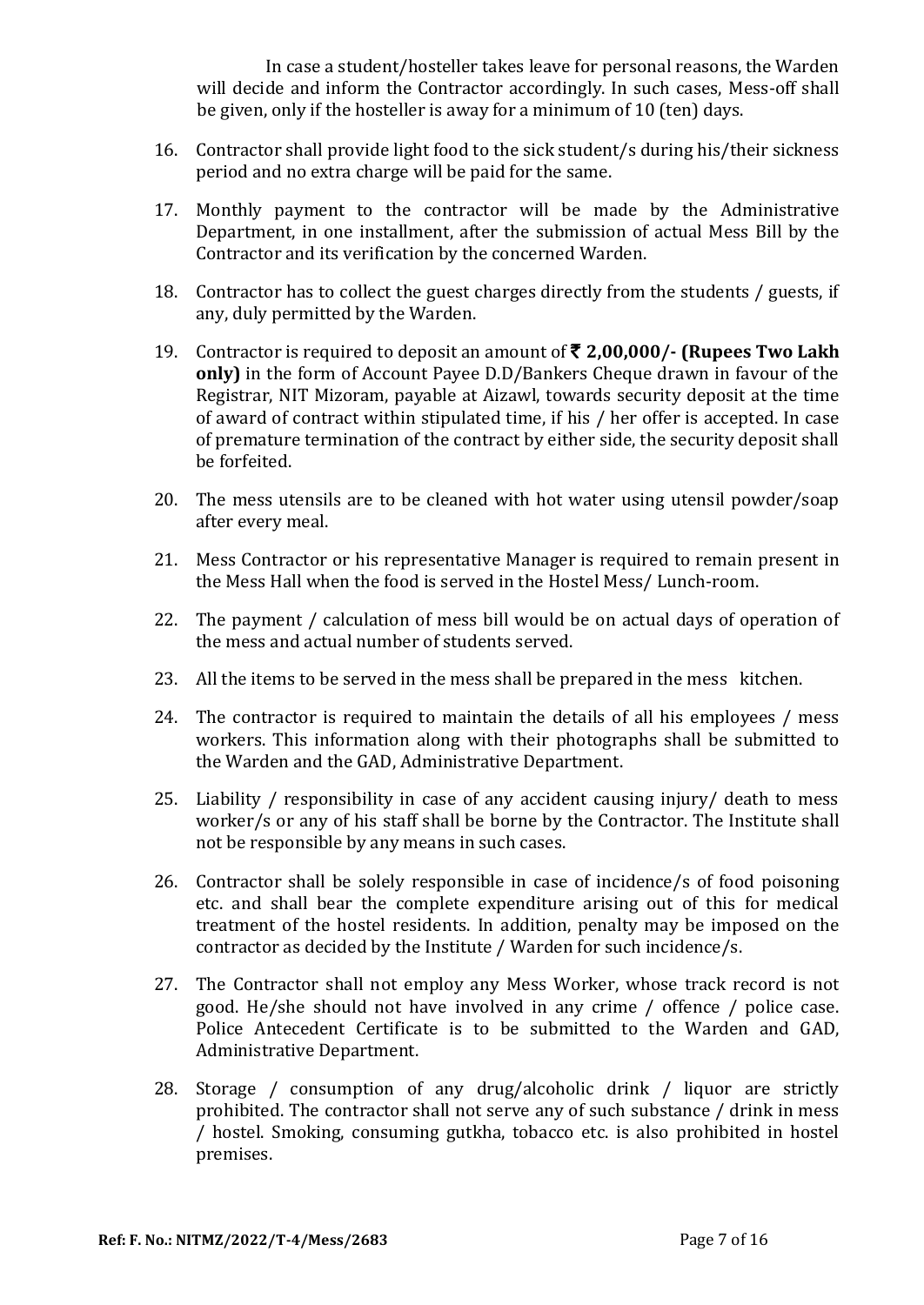In case a student/hosteller takes leave for personal reasons, the Warden will decide and inform the Contractor accordingly. In such cases, Mess-off shall be given, only if the hosteller is away for a minimum of 10 (ten) days.

16. Contractor shall provide light food to the sick student/s during his/their sickness period and no extra charge will be paid for the same.

17. Monthly payment to the contractor will be made by the Administrative Department, in one installment, after the submission of actual Mess Bill by the Contractor and its verification by the concerned Warden.

18. Contractor has to collect the guest charges directly from the students / guests, if any, duly permitted by the Warden.

19. Contractor is required to deposit an amount of **₹ 2,00,000/- (Rupees Two Lakh only)** in the form of Account Payee D.D/Bankers Cheque drawn in favour of the Registrar, NIT Mizoram, payable at Aizawl, towards security deposit at the time of award of contract within stipulated time, if his / her offer is accepted. In case of premature termination of the contract by either side, the security deposit shall be forfeited.

20. The mess utensils are to be cleaned with hot water using utensil powder/soap after every meal.

21. Mess Contractor or his representative Manager is required to remain present in the Mess Hall when the food is served in the Hostel Mess/ Lunch-room.

22. The payment / calculation of mess bill would be on actual days of operation of the mess and actual number of students served.

23. All the items to be served in the mess shall be prepared in the mess kitchen.

24. The contractor is required to maintain the details of all his employees / mess workers. This information along with their photographs shall be submitted to the Warden and the GAD, Administrative Department.

25. Liability / responsibility in case of any accident causing injury/ death to mess worker/s or any of his staff shall be borne by the Contractor. The Institute shall not be responsible by any means in such cases.

26. Contractor shall be solely responsible in case of incidence/s of food poisoning etc. and shall bear the complete expenditure arising out of this for medical treatment of the hostel residents. In addition, penalty may be imposed on the contractor as decided by the Institute / Warden for such incidence/s.

27. The Contractor shall not employ any Mess Worker, whose track record is not good. He/she should not have involved in any crime / offence / police case. Police Antecedent Certificate is to be submitted to the Warden and GAD, Administrative Department.

28. Storage / consumption of any drug/alcoholic drink / liquor are strictly prohibited. The contractor shall not serve any of such substance / drink in mess / hostel. Smoking, consuming gutkha, tobacco etc. is also prohibited in hostel premises.

**Ref: F. No.: NITMZ/2022/T-4/Mess/2683**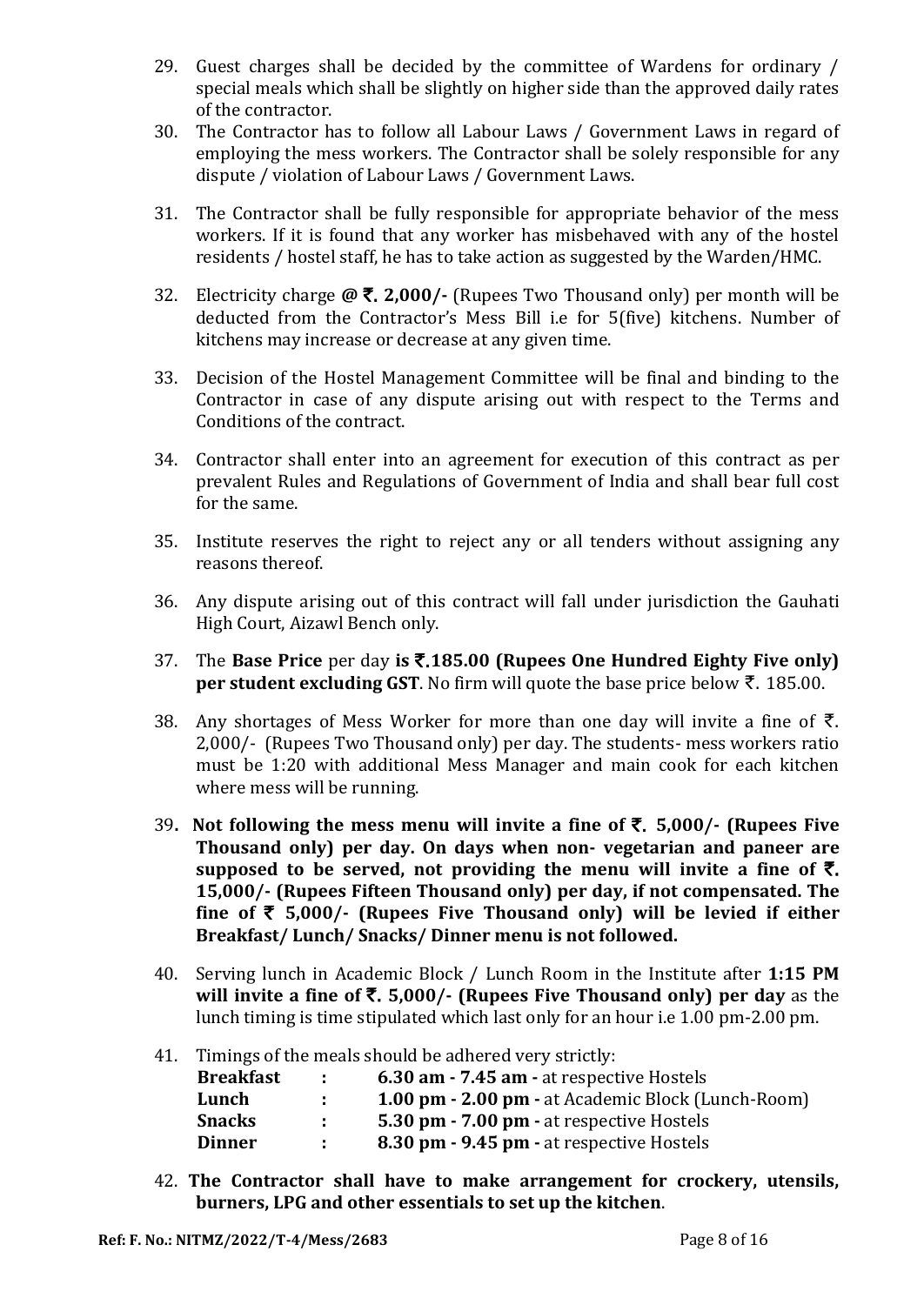29. Guest charges shall be decided by the committee of Wardens for ordinary / special meals which shall be slightly on higher side than the approved daily rates of the contractor.

30. The Contractor has to follow all Labour Laws / Government Laws in regard of employing the mess workers. The Contractor shall be solely responsible for any dispute / violation of Labour Laws / Government Laws.

31. The Contractor shall be fully responsible for appropriate behavior of the mess workers. If it is found that any worker has misbehaved with any of the hostel residents / hostel staff, he has to take action as suggested by the Warden/HMC.

32. Electricity charge **@ ₹. 2,000/-** (Rupees Two Thousand only) per month will be deducted from the Contractor's Mess Bill i.e for 5(five) kitchens. Number of kitchens may increase or decrease at any given time.

33. Decision of the Hostel Management Committee will be final and binding to the Contractor in case of any dispute arising out with respect to the Terms and Conditions of the contract.

34. Contractor shall enter into an agreement for execution of this contract as per prevalent Rules and Regulations of Government of India and shall bear full cost for the same.

35. Institute reserves the right to reject any or all tenders without assigning any reasons thereof.

36. Any dispute arising out of this contract will fall under jurisdiction the Gauhati High Court, Aizawl Bench only.

37. The **Base Price** per day **is ₹.185.00 (Rupees One Hundred Eighty Five only) per student excluding GST**. No firm will quote the base price below ₹. 185.00.

38. Any shortages of Mess Worker for more than one day will invite a fine of ₹. 2,000/- (Rupees Two Thousand only) per day. The students- mess workers ratio must be 1:20 with additional Mess Manager and main cook for each kitchen where mess will be running.

39. **Not following the mess menu will invite a fine of ₹. 5,000/- (Rupees Five Thousand only) per day. On days when non- vegetarian and paneer are supposed to be served, not providing the menu will invite a fine of ₹. 15,000/- (Rupees Fifteen Thousand only) per day, if not compensated. The fine of ₹ 5,000/- (Rupees Five Thousand only) will be levied if either Breakfast/ Lunch/ Snacks/ Dinner menu is not followed.**

40. Serving lunch in Academic Block / Lunch Room in the Institute after **1:15 PM will invite a fine of ₹. 5,000/- (Rupees Five Thousand only) per day** as the lunch timing is time stipulated which last only for an hour i.e 1.00 pm-2.00 pm.

41. Timings of the meals should be adhered very strictly:

| | | |
|---|---|---|
| **Breakfast** | : | **6.30 am - 7.45 am -** at respective Hostels |
| **Lunch** | : | **1.00 pm - 2.00 pm -** at Academic Block (Lunch-Room) |
| **Snacks** | : | **5.30 pm - 7.00 pm -** at respective Hostels |
| **Dinner** | : | **8.30 pm - 9.45 pm -** at respective Hostels |

42. **The Contractor shall have to make arrangement for crockery, utensils, burners, LPG and other essentials to set up the kitchen**.

**Ref: F. No.: NITMZ/2022/T-4/Mess/2683**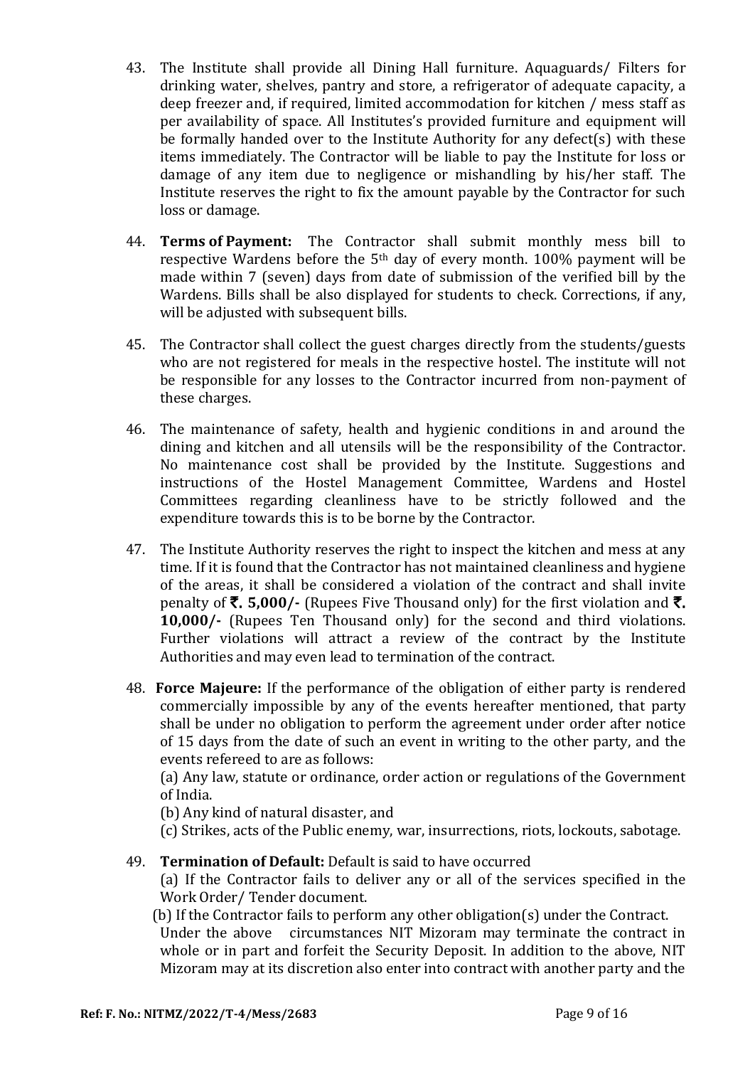43. The Institute shall provide all Dining Hall furniture. Aquaguards/ Filters for drinking water, shelves, pantry and store, a refrigerator of adequate capacity, a deep freezer and, if required, limited accommodation for kitchen / mess staff as per availability of space. All Institutes's provided furniture and equipment will be formally handed over to the Institute Authority for any defect(s) with these items immediately. The Contractor will be liable to pay the Institute for loss or damage of any item due to negligence or mishandling by his/her staff. The Institute reserves the right to fix the amount payable by the Contractor for such loss or damage.

44. **Terms of Payment:** The Contractor shall submit monthly mess bill to respective Wardens before the 5th day of every month. 100% payment will be made within 7 (seven) days from date of submission of the verified bill by the Wardens. Bills shall be also displayed for students to check. Corrections, if any, will be adjusted with subsequent bills.

45. The Contractor shall collect the guest charges directly from the students/guests who are not registered for meals in the respective hostel. The institute will not be responsible for any losses to the Contractor incurred from non-payment of these charges.

46. The maintenance of safety, health and hygienic conditions in and around the dining and kitchen and all utensils will be the responsibility of the Contractor. No maintenance cost shall be provided by the Institute. Suggestions and instructions of the Hostel Management Committee, Wardens and Hostel Committees regarding cleanliness have to be strictly followed and the expenditure towards this is to be borne by the Contractor.

47. The Institute Authority reserves the right to inspect the kitchen and mess at any time. If it is found that the Contractor has not maintained cleanliness and hygiene of the areas, it shall be considered a violation of the contract and shall invite penalty of **₹. 5,000/-** (Rupees Five Thousand only) for the first violation and **₹. 10,000/-** (Rupees Ten Thousand only) for the second and third violations. Further violations will attract a review of the contract by the Institute Authorities and may even lead to termination of the contract.

48. **Force Majeure:** If the performance of the obligation of either party is rendered commercially impossible by any of the events hereafter mentioned, that party shall be under no obligation to perform the agreement under order after notice of 15 days from the date of such an event in writing to the other party, and the events refereed to are as follows:
(a) Any law, statute or ordinance, order action or regulations of the Government of India.
(b) Any kind of natural disaster, and
(c) Strikes, acts of the Public enemy, war, insurrections, riots, lockouts, sabotage.

49. **Termination of Default:** Default is said to have occurred
(a) If the Contractor fails to deliver any or all of the services specified in the Work Order/ Tender document.
(b) If the Contractor fails to perform any other obligation(s) under the Contract.
Under the above circumstances NIT Mizoram may terminate the contract in whole or in part and forfeit the Security Deposit. In addition to the above, NIT Mizoram may at its discretion also enter into contract with another party and the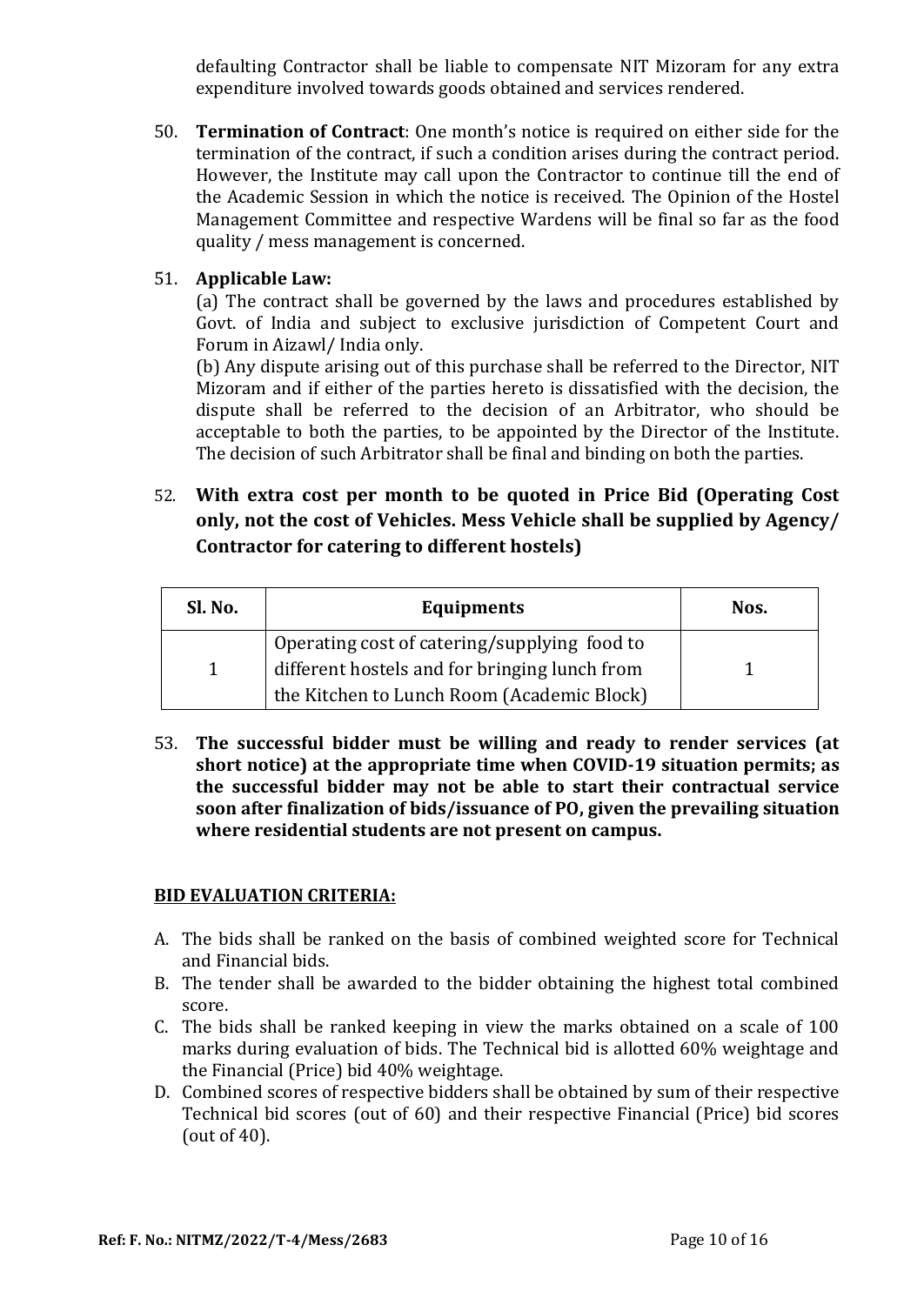defaulting Contractor shall be liable to compensate NIT Mizoram for any extra expenditure involved towards goods obtained and services rendered.

50. **Termination of Contract**: One month's notice is required on either side for the termination of the contract, if such a condition arises during the contract period. However, the Institute may call upon the Contractor to continue till the end of the Academic Session in which the notice is received. The Opinion of the Hostel Management Committee and respective Wardens will be final so far as the food quality / mess management is concerned.

51. **Applicable Law:**

    (a) The contract shall be governed by the laws and procedures established by Govt. of India and subject to exclusive jurisdiction of Competent Court and Forum in Aizawl/ India only.

    (b) Any dispute arising out of this purchase shall be referred to the Director, NIT Mizoram and if either of the parties hereto is dissatisfied with the decision, the dispute shall be referred to the decision of an Arbitrator, who should be acceptable to both the parties, to be appointed by the Director of the Institute. The decision of such Arbitrator shall be final and binding on both the parties.

52. **With extra cost per month to be quoted in Price Bid (Operating Cost only, not the cost of Vehicles. Mess Vehicle shall be supplied by Agency/ Contractor for catering to different hostels)**

| Sl. No. | Equipments | Nos. |
|---|---|---|
| 1 | Operating cost of catering/supplying food to different hostels and for bringing lunch from the Kitchen to Lunch Room (Academic Block) | 1 |

53. **The successful bidder must be willing and ready to render services (at short notice) at the appropriate time when COVID-19 situation permits; as the successful bidder may not be able to start their contractual service soon after finalization of bids/issuance of PO, given the prevailing situation where residential students are not present on campus.**

**BID EVALUATION CRITERIA:**

A. The bids shall be ranked on the basis of combined weighted score for Technical and Financial bids.

B. The tender shall be awarded to the bidder obtaining the highest total combined score.

C. The bids shall be ranked keeping in view the marks obtained on a scale of 100 marks during evaluation of bids. The Technical bid is allotted 60% weightage and the Financial (Price) bid 40% weightage.

D. Combined scores of respective bidders shall be obtained by sum of their respective Technical bid scores (out of 60) and their respective Financial (Price) bid scores (out of 40).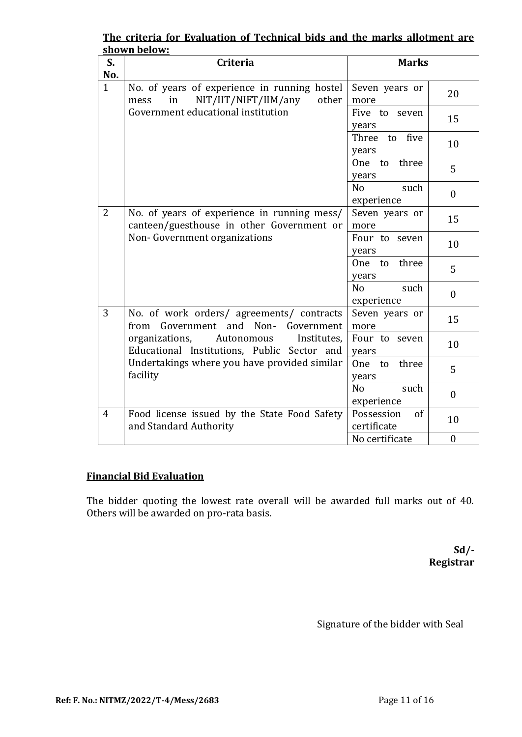**The criteria for Evaluation of Technical bids and the marks allotment are shown below:**

| S. No. | Criteria | Marks | |
|---|---|---|---|
| 1 | No. of years of experience in running hostel mess in NIT/IIT/NIFT/IIM/any other Government educational institution | Seven years or more | 20 |
| | | Five to seven years | 15 |
| | | Three to five years | 10 |
| | | One to three years | 5 |
| | | No such experience | 0 |
| 2 | No. of years of experience in running mess/ canteen/guesthouse in other Government or Non- Government organizations | Seven years or more | 15 |
| | | Four to seven years | 10 |
| | | One to three years | 5 |
| | | No such experience | 0 |
| 3 | No. of work orders/ agreements/ contracts from Government and Non- Government organizations, Autonomous Institutes, Educational Institutions, Public Sector and Undertakings where you have provided similar facility | Seven years or more | 15 |
| | | Four to seven years | 10 |
| | | One to three years | 5 |
| | | No such experience | 0 |
| 4 | Food license issued by the State Food Safety and Standard Authority | Possession of certificate | 10 |
| | | No certificate | 0 |

**Financial Bid Evaluation**

The bidder quoting the lowest rate overall will be awarded full marks out of 40. Others will be awarded on pro-rata basis.

**Sd/-**
**Registrar**

Signature of the bidder with Seal

**Ref: F. No.: NITMZ/2022/T-4/Mess/2683**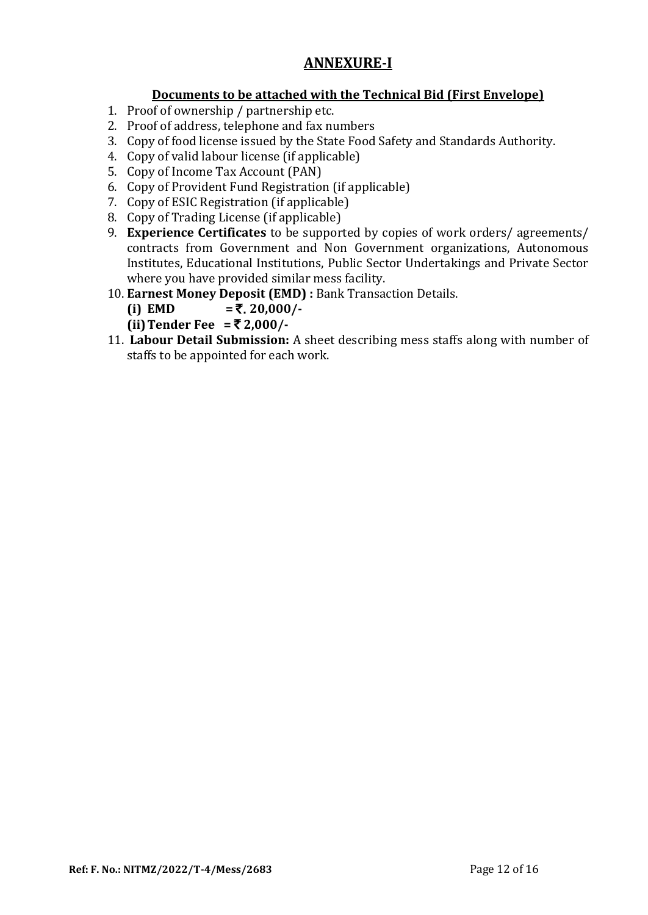# ANNEXURE-I

## Documents to be attached with the Technical Bid (First Envelope)

1. Proof of ownership / partnership etc.
2. Proof of address, telephone and fax numbers
3. Copy of food license issued by the State Food Safety and Standards Authority.
4. Copy of valid labour license (if applicable)
5. Copy of Income Tax Account (PAN)
6. Copy of Provident Fund Registration (if applicable)
7. Copy of ESIC Registration (if applicable)
8. Copy of Trading License (if applicable)
9. **Experience Certificates** to be supported by copies of work orders/ agreements/ contracts from Government and Non Government organizations, Autonomous Institutes, Educational Institutions, Public Sector Undertakings and Private Sector where you have provided similar mess facility.
10. **Earnest Money Deposit (EMD) :** Bank Transaction Details.
    **(i) EMD = ₹. 20,000/-**
    **(ii) Tender Fee = ₹ 2,000/-**
11. **Labour Detail Submission:** A sheet describing mess staffs along with number of staffs to be appointed for each work.

**Ref: F. No.: NITMZ/2022/T-4/Mess/2683**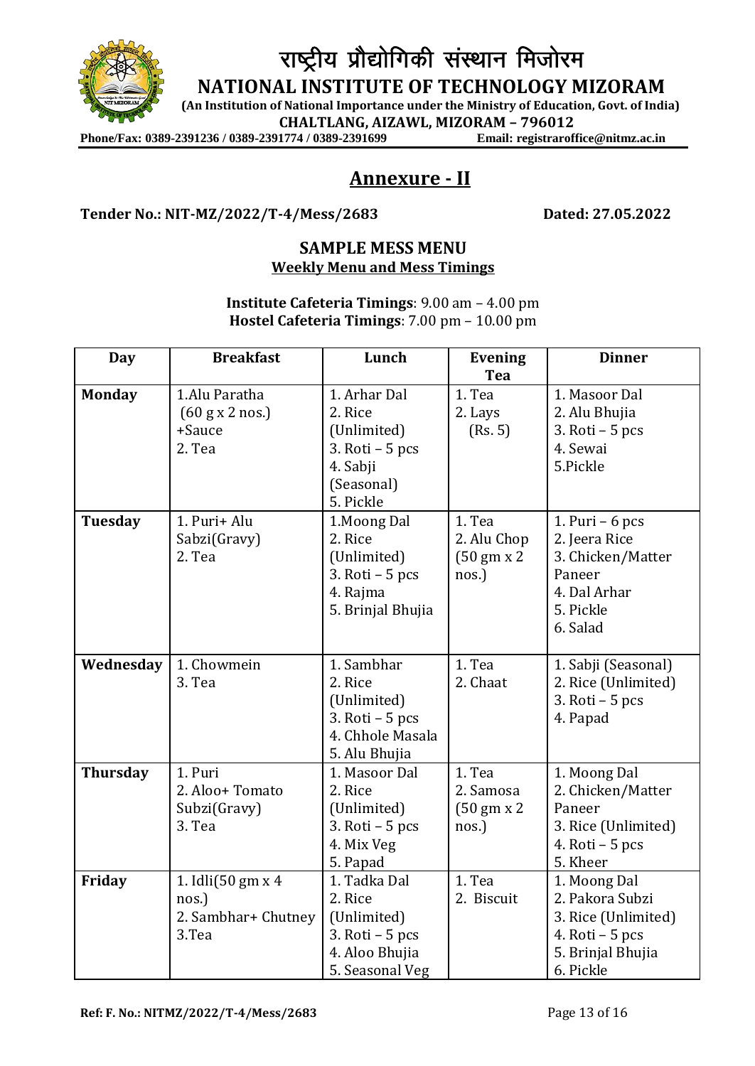# राष्ट्रीय प्रौद्योगिकी संस्थान मिजोरम

**NATIONAL INSTITUTE OF TECHNOLOGY MIZORAM**

**(An Institution of National Importance under the Ministry of Education, Govt. of India)**

**CHALTLANG, AIZAWL, MIZORAM – 796012**

**Phone/Fax: 0389-2391236 / 0389-2391774 / 0389-2391699** **Email: registraroffice@nitmz.ac.in**

## Annexure - II

**Tender No.: NIT-MZ/2022/T-4/Mess/2683** **Dated: 27.05.2022**

### SAMPLE MESS MENU

**Weekly Menu and Mess Timings**

**Institute Cafeteria Timings**: 9.00 am – 4.00 pm
**Hostel Cafeteria Timings**: 7.00 pm – 10.00 pm

| Day | Breakfast | Lunch | Evening Tea | Dinner |
|---|---|---|---|---|
| **Monday** | 1.Alu Paratha (60 g x 2 nos.) +Sauce<br>2. Tea | 1. Arhar Dal<br>2. Rice (Unlimited)<br>3. Roti – 5 pcs<br>4. Sabji (Seasonal)<br>5. Pickle | 1. Tea<br>2. Lays (Rs. 5) | 1. Masoor Dal<br>2. Alu Bhujia<br>3. Roti – 5 pcs<br>4. Sewai<br>5.Pickle |
| **Tuesday** | 1. Puri+ Alu Sabzi(Gravy)<br>2. Tea | 1.Moong Dal<br>2. Rice (Unlimited)<br>3. Roti – 5 pcs<br>4. Rajma<br>5. Brinjal Bhujia | 1. Tea<br>2. Alu Chop (50 gm x 2 nos.) | 1. Puri – 6 pcs<br>2. Jeera Rice<br>3. Chicken/Matter Paneer<br>4. Dal Arhar<br>5. Pickle<br>6. Salad |
| **Wednesday** | 1. Chowmein<br>3. Tea | 1. Sambhar<br>2. Rice (Unlimited)<br>3. Roti – 5 pcs<br>4. Chhole Masala<br>5. Alu Bhujia | 1. Tea<br>2. Chaat | 1. Sabji (Seasonal)<br>2. Rice (Unlimited)<br>3. Roti – 5 pcs<br>4. Papad |
| **Thursday** | 1. Puri<br>2. Aloo+ Tomato Subzi(Gravy)<br>3. Tea | 1. Masoor Dal<br>2. Rice (Unlimited)<br>3. Roti – 5 pcs<br>4. Mix Veg<br>5. Papad | 1. Tea<br>2. Samosa (50 gm x 2 nos.) | 1. Moong Dal<br>2. Chicken/Matter Paneer<br>3. Rice (Unlimited)<br>4. Roti – 5 pcs<br>5. Kheer |
| **Friday** | 1. Idli(50 gm x 4 nos.)<br>2. Sambhar+ Chutney<br>3.Tea | 1. Tadka Dal<br>2. Rice (Unlimited)<br>3. Roti – 5 pcs<br>4. Aloo Bhujia<br>5. Seasonal Veg | 1. Tea<br>2. Biscuit | 1. Moong Dal<br>2. Pakora Subzi<br>3. Rice (Unlimited)<br>4. Roti – 5 pcs<br>5. Brinjal Bhujia<br>6. Pickle |

**Ref: F. No.: NITMZ/2022/T-4/Mess/2683**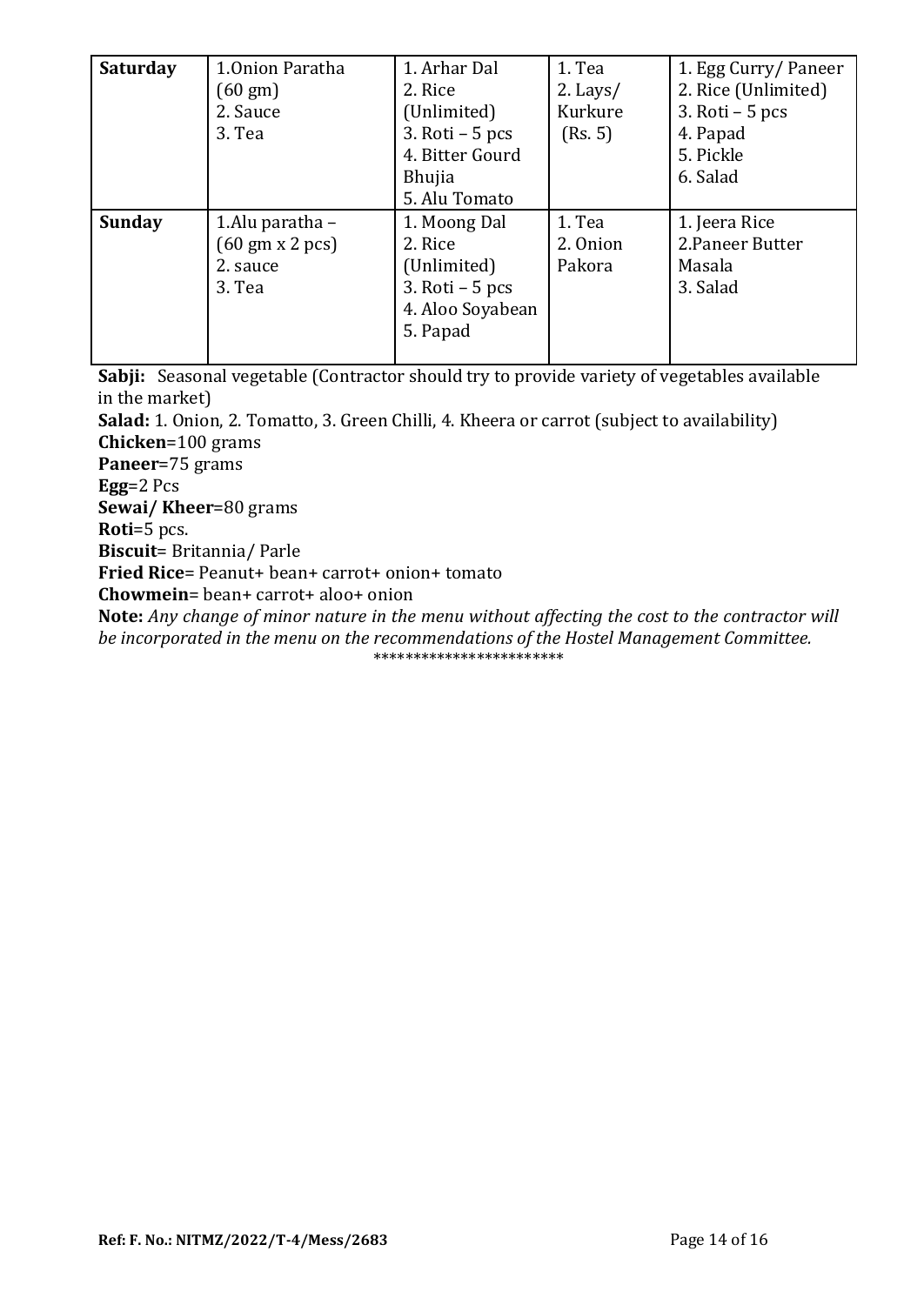| **Saturday** | 1.Onion Paratha (60 gm)<br>2. Sauce<br>3. Tea | 1. Arhar Dal<br>2. Rice (Unlimited)<br>3. Roti – 5 pcs<br>4. Bitter Gourd Bhujia<br>5. Alu Tomato | 1. Tea<br>2. Lays/ Kurkure (Rs. 5) | 1. Egg Curry/ Paneer<br>2. Rice (Unlimited)<br>3. Roti – 5 pcs<br>4. Papad<br>5. Pickle<br>6. Salad |
|---|---|---|---|---|
| **Sunday** | 1.Alu paratha – (60 gm x 2 pcs)<br>2. sauce<br>3. Tea | 1. Moong Dal<br>2. Rice (Unlimited)<br>3. Roti – 5 pcs<br>4. Aloo Soyabean<br>5. Papad | 1. Tea<br>2. Onion Pakora | 1. Jeera Rice<br>2.Paneer Butter Masala<br>3. Salad |

**Sabji:** Seasonal vegetable (Contractor should try to provide variety of vegetables available in the market)

**Salad:** 1. Onion, 2. Tomatto, 3. Green Chilli, 4. Kheera or carrot (subject to availability)

**Chicken**=100 grams

**Paneer**=75 grams

**Egg**=2 Pcs

**Sewai/ Kheer**=80 grams

**Roti**=5 pcs.

**Biscuit**= Britannia/ Parle

**Fried Rice**= Peanut+ bean+ carrot+ onion+ tomato

**Chowmein**= bean+ carrot+ aloo+ onion

**Note:** *Any change of minor nature in the menu without affecting the cost to the contractor will be incorporated in the menu on the recommendations of the Hostel Management Committee.*

\*\*\*\*\*\*\*\*\*\*\*\*\*\*\*\*\*\*\*\*\*\*\*\*

Ref: F. No.: NITMZ/2022/T-4/Mess/2683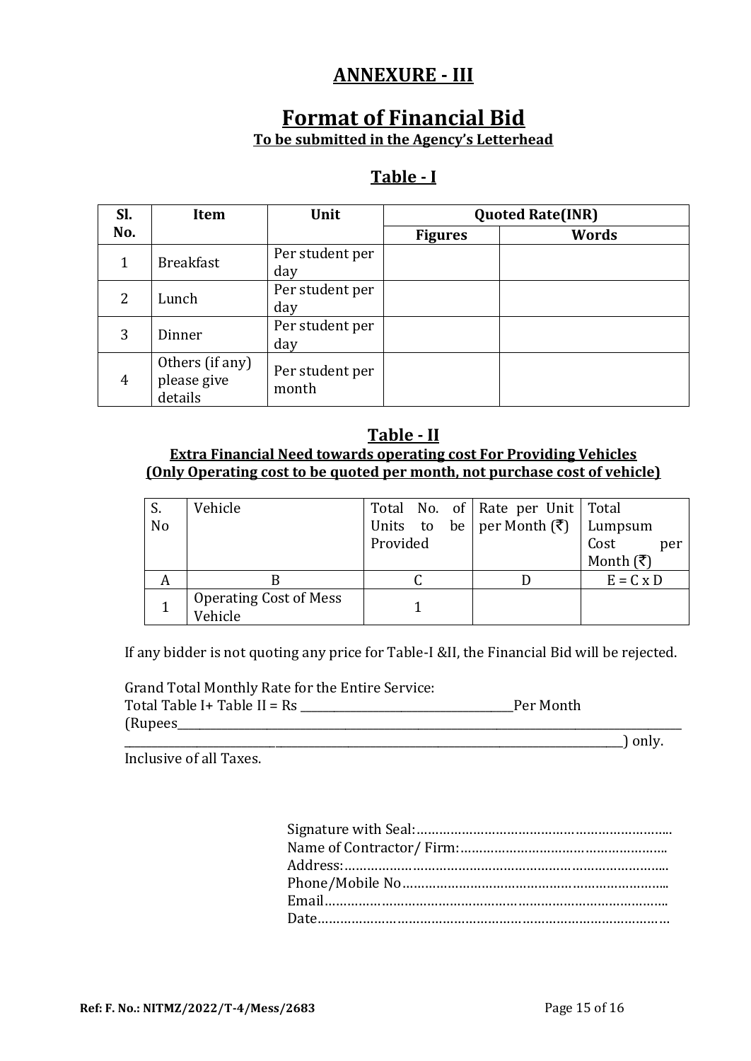# ANNEXURE - III

# Format of Financial Bid

**To be submitted in the Agency's Letterhead**

## Table - I

| Sl. No. | Item | Unit | Quoted Rate(INR) | |
|---|---|---|---|---|
| | | | **Figures** | **Words** |
| 1 | Breakfast | Per student per day | | |
| 2 | Lunch | Per student per day | | |
| 3 | Dinner | Per student per day | | |
| 4 | Others (if any) please give details | Per student per month | | |

## Table - II

**Extra Financial Need towards operating cost For Providing Vehicles**
**(Only Operating cost to be quoted per month, not purchase cost of vehicle)**

| S. No | Vehicle | Total No. of Units to be Provided | Rate per Unit per Month (₹) | Total Lumpsum Cost per Month (₹) |
|---|---|---|---|---|
| A | B | C | D | E = C x D |
| 1 | Operating Cost of Mess Vehicle | 1 | | |

If any bidder is not quoting any price for Table-I &II, the Financial Bid will be rejected.

Grand Total Monthly Rate for the Entire Service:
Total Table I+ Table II = Rs ________________________ Per Month
(Rupees________________________________________________________________
________________________________________________________________) only.
Inclusive of all Taxes.

Signature with Seal:…………………………………………………………
Name of Contractor/ Firm:………………………………………………
Address:……………………………………………………………………
Phone/Mobile No……………………………………………………………
Email…………………………………………………………………………
Date…………………………………………………………………………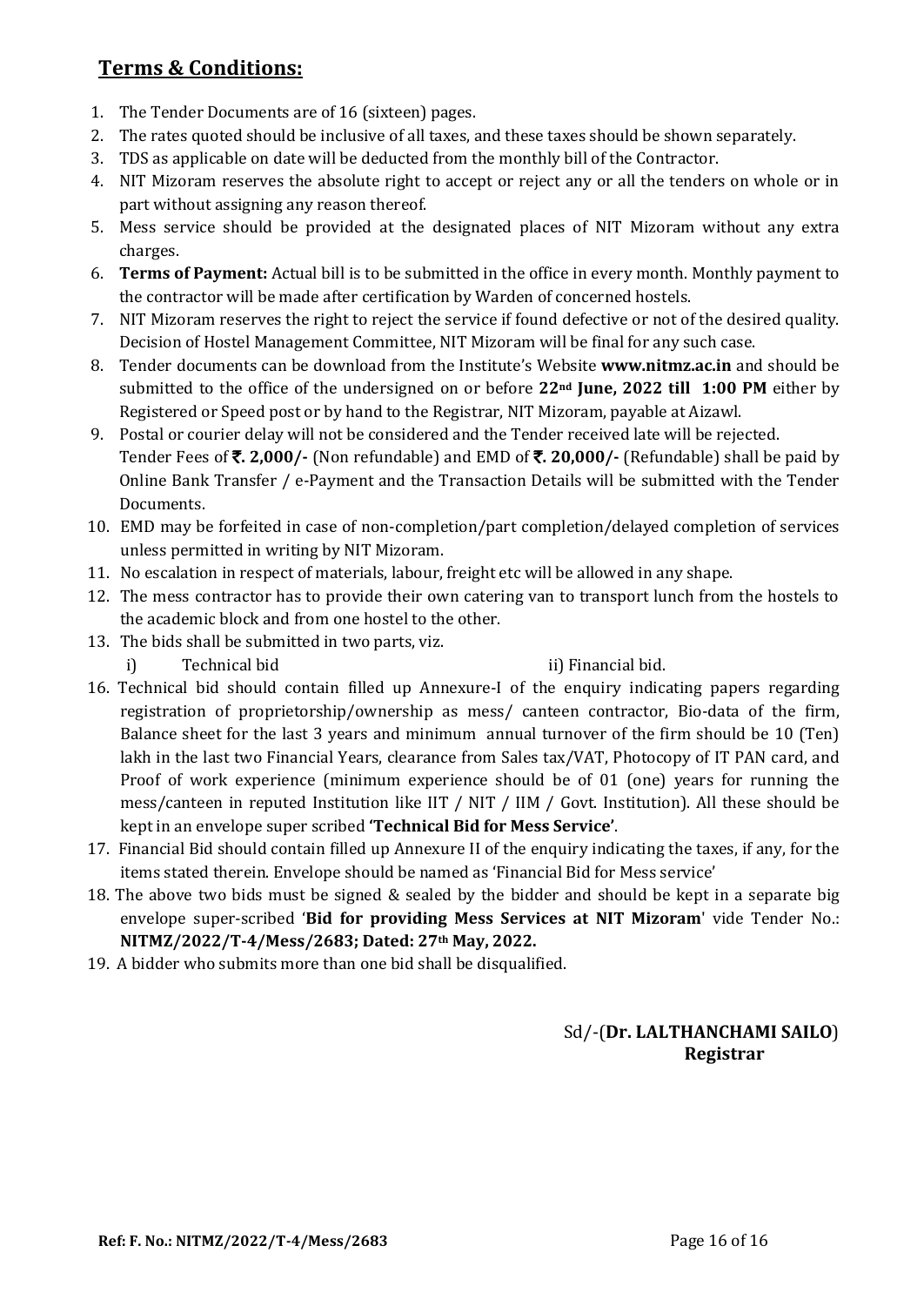## Terms & Conditions:

1. The Tender Documents are of 16 (sixteen) pages.
2. The rates quoted should be inclusive of all taxes, and these taxes should be shown separately.
3. TDS as applicable on date will be deducted from the monthly bill of the Contractor.
4. NIT Mizoram reserves the absolute right to accept or reject any or all the tenders on whole or in part without assigning any reason thereof.
5. Mess service should be provided at the designated places of NIT Mizoram without any extra charges.
6. **Terms of Payment:** Actual bill is to be submitted in the office in every month. Monthly payment to the contractor will be made after certification by Warden of concerned hostels.
7. NIT Mizoram reserves the right to reject the service if found defective or not of the desired quality. Decision of Hostel Management Committee, NIT Mizoram will be final for any such case.
8. Tender documents can be download from the Institute's Website **www.nitmz.ac.in** and should be submitted to the office of the undersigned on or before **22nd June, 2022 till 1:00 PM** either by Registered or Speed post or by hand to the Registrar, NIT Mizoram, payable at Aizawl.
9. Postal or courier delay will not be considered and the Tender received late will be rejected. Tender Fees of **₹. 2,000/-** (Non refundable) and EMD of **₹. 20,000/-** (Refundable) shall be paid by Online Bank Transfer / e-Payment and the Transaction Details will be submitted with the Tender Documents.
10. EMD may be forfeited in case of non-completion/part completion/delayed completion of services unless permitted in writing by NIT Mizoram.
11. No escalation in respect of materials, labour, freight etc will be allowed in any shape.
12. The mess contractor has to provide their own catering van to transport lunch from the hostels to the academic block and from one hostel to the other.
13. The bids shall be submitted in two parts, viz.
    i) Technical bid ii) Financial bid.
16. Technical bid should contain filled up Annexure-I of the enquiry indicating papers regarding registration of proprietorship/ownership as mess/ canteen contractor, Bio-data of the firm, Balance sheet for the last 3 years and minimum annual turnover of the firm should be 10 (Ten) lakh in the last two Financial Years, clearance from Sales tax/VAT, Photocopy of IT PAN card, and Proof of work experience (minimum experience should be of 01 (one) years for running the mess/canteen in reputed Institution like IIT / NIT / IIM / Govt. Institution). All these should be kept in an envelope super scribed **'Technical Bid for Mess Service'**.
17. Financial Bid should contain filled up Annexure II of the enquiry indicating the taxes, if any, for the items stated therein. Envelope should be named as 'Financial Bid for Mess service'
18. The above two bids must be signed & sealed by the bidder and should be kept in a separate big envelope super-scribed '**Bid for providing Mess Services at NIT Mizoram**' vide Tender No.: **NITMZ/2022/T-4/Mess/2683; Dated: 27th May, 2022.**
19. A bidder who submits more than one bid shall be disqualified.

Sd/-(**Dr. LALTHANCHAMI SAILO**)
**Registrar**

**Ref: F. No.: NITMZ/2022/T-4/Mess/2683**